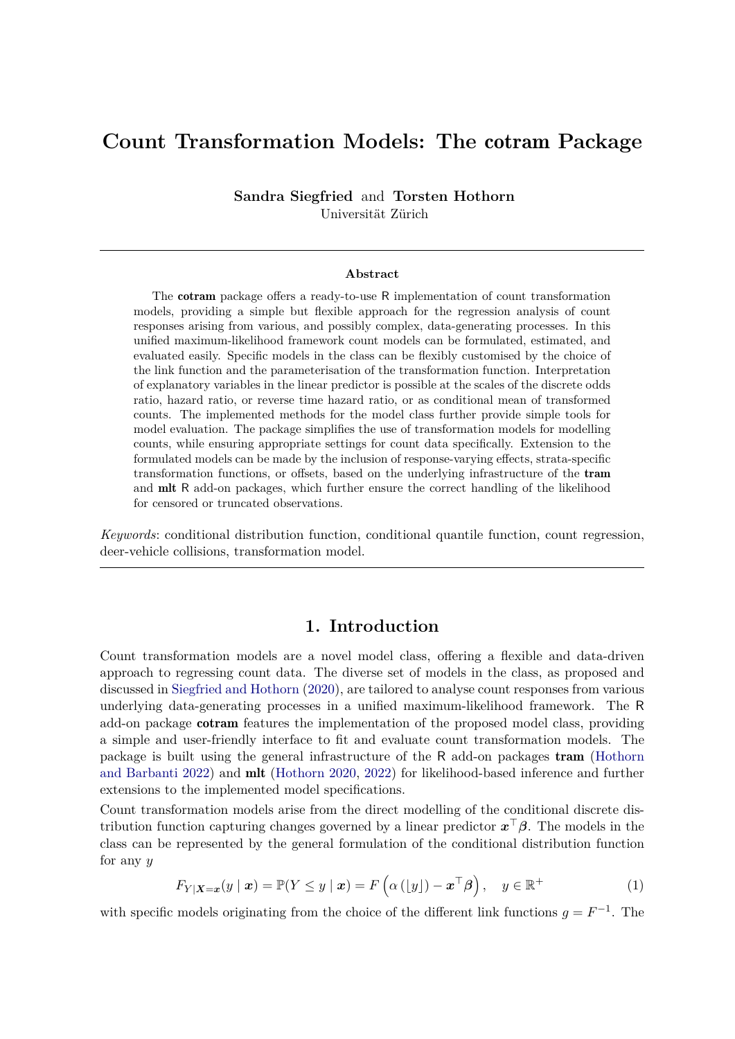# Count Transformation Models: The **cotram** Package

**Sandra Siegfried** and **Torsten Hothorn**
Universität Zürich

---

### Abstract

The **cotram** package offers a ready-to-use R implementation of count transformation models, providing a simple but flexible approach for the regression analysis of count responses arising from various, and possibly complex, data-generating processes. In this unified maximum-likelihood framework count models can be formulated, estimated, and evaluated easily. Specific models in the class can be flexibly customised by the choice of the link function and the parameterisation of the transformation function. Interpretation of explanatory variables in the linear predictor is possible at the scales of the discrete odds ratio, hazard ratio, or reverse time hazard ratio, or as conditional mean of transformed counts. The implemented methods for the model class further provide simple tools for model evaluation. The package simplifies the use of transformation models for modelling counts, while ensuring appropriate settings for count data specifically. Extension to the formulated models can be made by the inclusion of response-varying effects, strata-specific transformation functions, or offsets, based on the underlying infrastructure of the **tram** and **mlt** R add-on packages, which further ensure the correct handling of the likelihood for censored or truncated observations.

*Keywords*: conditional distribution function, conditional quantile function, count regression, deer-vehicle collisions, transformation model.

---

## 1. Introduction

Count transformation models are a novel model class, offering a flexible and data-driven approach to regressing count data. The diverse set of models in the class, as proposed and discussed in Siegfried and Hothorn (2020), are tailored to analyse count responses from various underlying data-generating processes in a unified maximum-likelihood framework. The R add-on package **cotram** features the implementation of the proposed model class, providing a simple and user-friendly interface to fit and evaluate count transformation models. The package is built using the general infrastructure of the R add-on packages **tram** (Hothorn and Barbanti 2022) and **mlt** (Hothorn 2020, 2022) for likelihood-based inference and further extensions to the implemented model specifications.

Count transformation models arise from the direct modelling of the conditional discrete distribution function capturing changes governed by a linear predictor $\boldsymbol{x}^\top\boldsymbol{\beta}$. The models in the class can be represented by the general formulation of the conditional distribution function for any $y$

$$F_{Y|\boldsymbol{X}=\boldsymbol{x}}(y \mid \boldsymbol{x}) = \mathbb{P}(Y \leq y \mid \boldsymbol{x}) = F\left(\alpha\left(\lfloor y \rfloor\right) - \boldsymbol{x}^\top\boldsymbol{\beta}\right), \quad y \in \mathbb{R}^+ \tag{1}$$

with specific models originating from the choice of the different link functions $g = F^{-1}$. The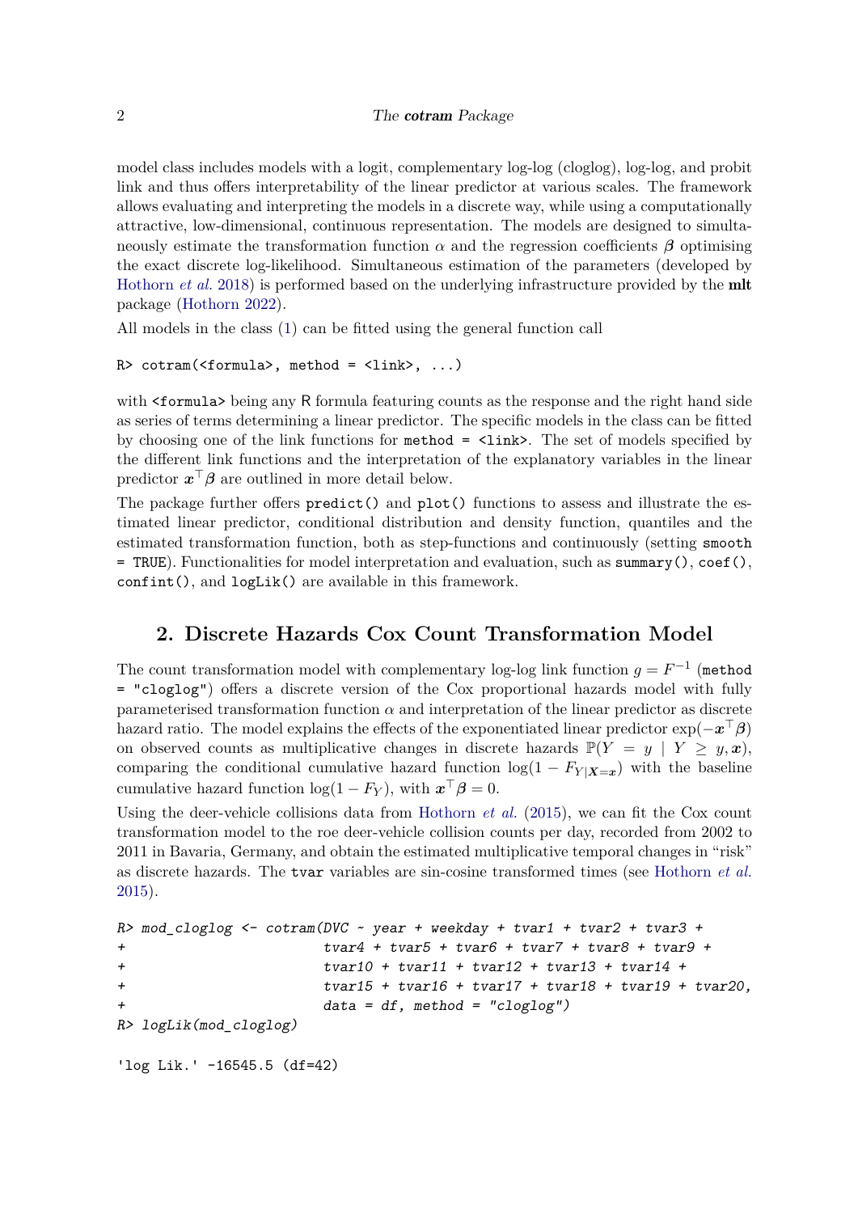model class includes models with a logit, complementary log-log (cloglog), log-log, and probit link and thus offers interpretability of the linear predictor at various scales. The framework allows evaluating and interpreting the models in a discrete way, while using a computationally attractive, low-dimensional, continuous representation. The models are designed to simultaneously estimate the transformation function $\alpha$ and the regression coefficients $\boldsymbol{\beta}$ optimising the exact discrete log-likelihood. Simultaneous estimation of the parameters (developed by Hothorn *et al.* 2018) is performed based on the underlying infrastructure provided by the **mlt** package (Hothorn 2022).

All models in the class (1) can be fitted using the general function call

```
R> cotram(<formula>, method = <link>, ...)
```

with `<formula>` being any R formula featuring counts as the response and the right hand side as series of terms determining a linear predictor. The specific models in the class can be fitted by choosing one of the link functions for `method = <link>`. The set of models specified by the different link functions and the interpretation of the explanatory variables in the linear predictor $\boldsymbol{x}^\top\boldsymbol{\beta}$ are outlined in more detail below.

The package further offers `predict()` and `plot()` functions to assess and illustrate the estimated linear predictor, conditional distribution and density function, quantiles and the estimated transformation function, both as step-functions and continuously (setting `smooth = TRUE`). Functionalities for model interpretation and evaluation, such as `summary()`, `coef()`, `confint()`, and `logLik()` are available in this framework.

## 2. Discrete Hazards Cox Count Transformation Model

The count transformation model with complementary log-log link function $g = F^{-1}$ (`method = "cloglog"`) offers a discrete version of the Cox proportional hazards model with fully parameterised transformation function $\alpha$ and interpretation of the linear predictor as discrete hazard ratio. The model explains the effects of the exponentiated linear predictor $\exp(-\boldsymbol{x}^\top\boldsymbol{\beta})$ on observed counts as multiplicative changes in discrete hazards $\mathbb{P}(Y = y \mid Y \geq y, \boldsymbol{x})$, comparing the conditional cumulative hazard function $\log(1 - F_{Y|\boldsymbol{X}=\boldsymbol{x}})$ with the baseline cumulative hazard function $\log(1 - F_Y)$, with $\boldsymbol{x}^\top\boldsymbol{\beta} = 0$.

Using the deer-vehicle collisions data from Hothorn *et al.* (2015), we can fit the Cox count transformation model to the roe deer-vehicle collision counts per day, recorded from 2002 to 2011 in Bavaria, Germany, and obtain the estimated multiplicative temporal changes in "risk" as discrete hazards. The `tvar` variables are sin-cosine transformed times (see Hothorn *et al.* 2015).

```
R> mod_cloglog <- cotram(DVC ~ year + weekday + tvar1 + tvar2 + tvar3 +
+                        tvar4 + tvar5 + tvar6 + tvar7 + tvar8 + tvar9 +
+                        tvar10 + tvar11 + tvar12 + tvar13 + tvar14 +
+                        tvar15 + tvar16 + tvar17 + tvar18 + tvar19 + tvar20,
+                        data = df, method = "cloglog")
R> logLik(mod_cloglog)

'log Lik.' -16545.5 (df=42)
```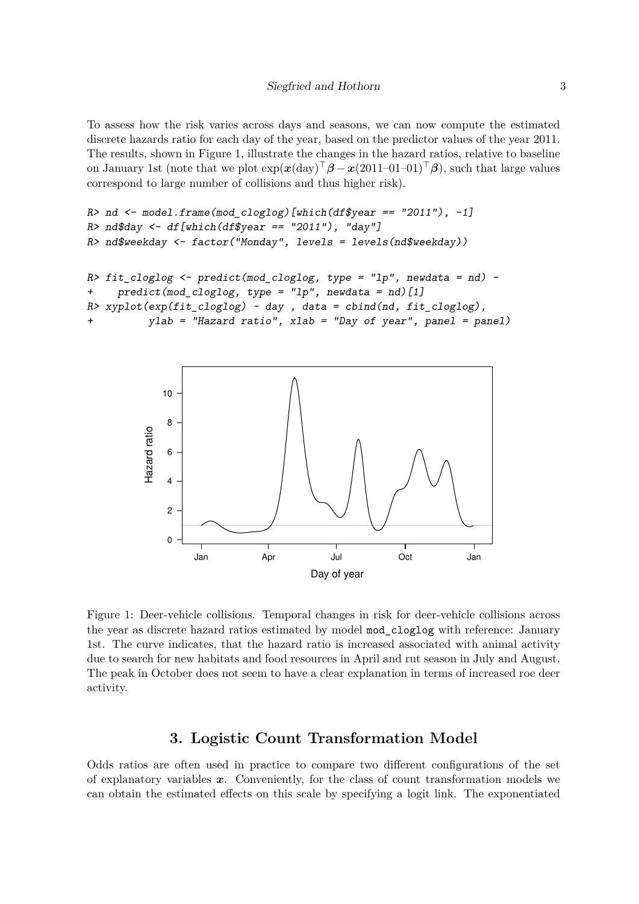To assess how the risk varies across days and seasons, we can now compute the estimated discrete hazards ratio for each day of the year, based on the predictor values of the year 2011. The results, shown in Figure 1, illustrate the changes in the hazard ratios, relative to baseline on January 1st (note that we plot $\exp(\boldsymbol{x}(\text{day})^\top \boldsymbol{\beta} - \boldsymbol{x}(2011\text{–}01\text{–}01)^\top \boldsymbol{\beta})$, such that large values correspond to large number of collisions and thus higher risk).

```
R> nd <- model.frame(mod_cloglog)[which(df$year == "2011"), -1]
R> nd$day <- df[which(df$year == "2011"), "day"]
R> nd$weekday <- factor("Monday", levels = levels(nd$weekday))
```

```
R> fit_cloglog <- predict(mod_cloglog, type = "lp", newdata = nd) -
+    predict(mod_cloglog, type = "lp", newdata = nd)[1]
R> xyplot(exp(fit_cloglog) ~ day , data = cbind(nd, fit_cloglog),
+         ylab = "Hazard ratio", xlab = "Day of year", panel = panel)
```

Figure 1: Deer-vehicle collisions. Temporal changes in risk for deer-vehicle collisions across the year as discrete hazard ratios estimated by model `mod_cloglog` with reference: January 1st. The curve indicates, that the hazard ratio is increased associated with animal activity due to search for new habitats and food resources in April and rut season in July and August. The peak in October does not seem to have a clear explanation in terms of increased roe deer activity.

## 3. Logistic Count Transformation Model

Odds ratios are often used in practice to compare two different configurations of the set of explanatory variables $\boldsymbol{x}$. Conveniently, for the class of count transformation models we can obtain the estimated effects on this scale by specifying a logit link. The exponentiated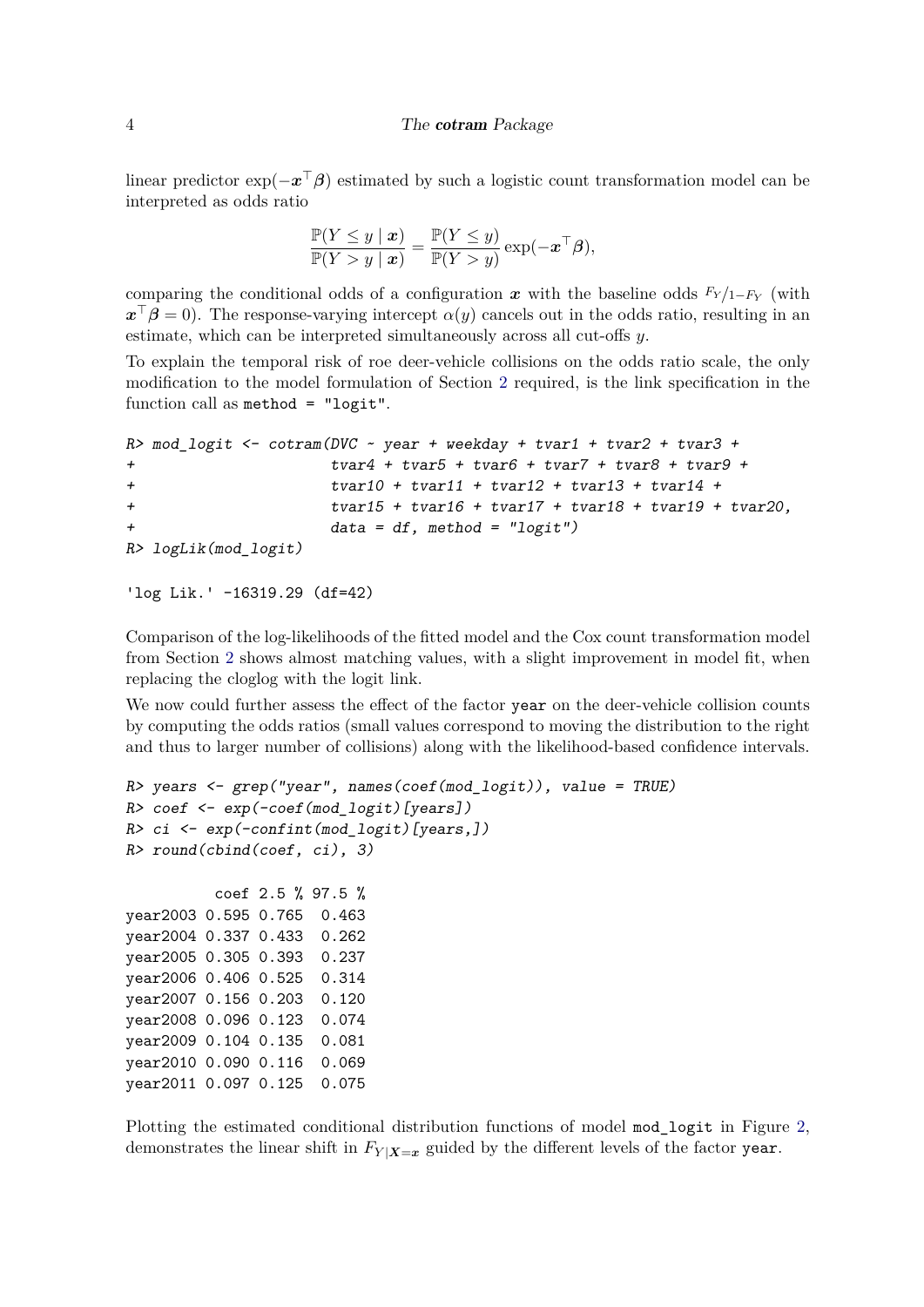linear predictor $\exp(-\boldsymbol{x}^\top \boldsymbol{\beta})$ estimated by such a logistic count transformation model can be interpreted as odds ratio

$$\frac{\mathbb{P}(Y \leq y \mid \boldsymbol{x})}{\mathbb{P}(Y > y \mid \boldsymbol{x})} = \frac{\mathbb{P}(Y \leq y)}{\mathbb{P}(Y > y)} \exp(-\boldsymbol{x}^\top \boldsymbol{\beta}),$$

comparing the conditional odds of a configuration $\boldsymbol{x}$ with the baseline odds $F_Y/1-F_Y$ (with $\boldsymbol{x}^\top \boldsymbol{\beta} = 0$). The response-varying intercept $\alpha(y)$ cancels out in the odds ratio, resulting in an estimate, which can be interpreted simultaneously across all cut-offs $y$.

To explain the temporal risk of roe deer-vehicle collisions on the odds ratio scale, the only modification to the model formulation of Section 2 required, is the link specification in the function call as `method = "logit"`.

```
R> mod_logit <- cotram(DVC ~ year + weekday + tvar1 + tvar2 + tvar3 +
+                      tvar4 + tvar5 + tvar6 + tvar7 + tvar8 + tvar9 +
+                      tvar10 + tvar11 + tvar12 + tvar13 + tvar14 +
+                      tvar15 + tvar16 + tvar17 + tvar18 + tvar19 + tvar20,
+                      data = df, method = "logit")
R> logLik(mod_logit)

'log Lik.' -16319.29 (df=42)
```

Comparison of the log-likelihoods of the fitted model and the Cox count transformation model from Section 2 shows almost matching values, with a slight improvement in model fit, when replacing the cloglog with the logit link.

We now could further assess the effect of the factor `year` on the deer-vehicle collision counts by computing the odds ratios (small values correspond to moving the distribution to the right and thus to larger number of collisions) along with the likelihood-based confidence intervals.

```
R> years <- grep("year", names(coef(mod_logit)), value = TRUE)
R> coef <- exp(-coef(mod_logit)[years])
R> ci <- exp(-confint(mod_logit)[years,])
R> round(cbind(coef, ci), 3)

          coef 2.5 % 97.5 %
year2003 0.595 0.765  0.463
year2004 0.337 0.433  0.262
year2005 0.305 0.393  0.237
year2006 0.406 0.525  0.314
year2007 0.156 0.203  0.120
year2008 0.096 0.123  0.074
year2009 0.104 0.135  0.081
year2010 0.090 0.116  0.069
year2011 0.097 0.125  0.075
```

Plotting the estimated conditional distribution functions of model `mod_logit` in Figure 2, demonstrates the linear shift in $F_{Y|\boldsymbol{X}=\boldsymbol{x}}$ guided by the different levels of the factor `year`.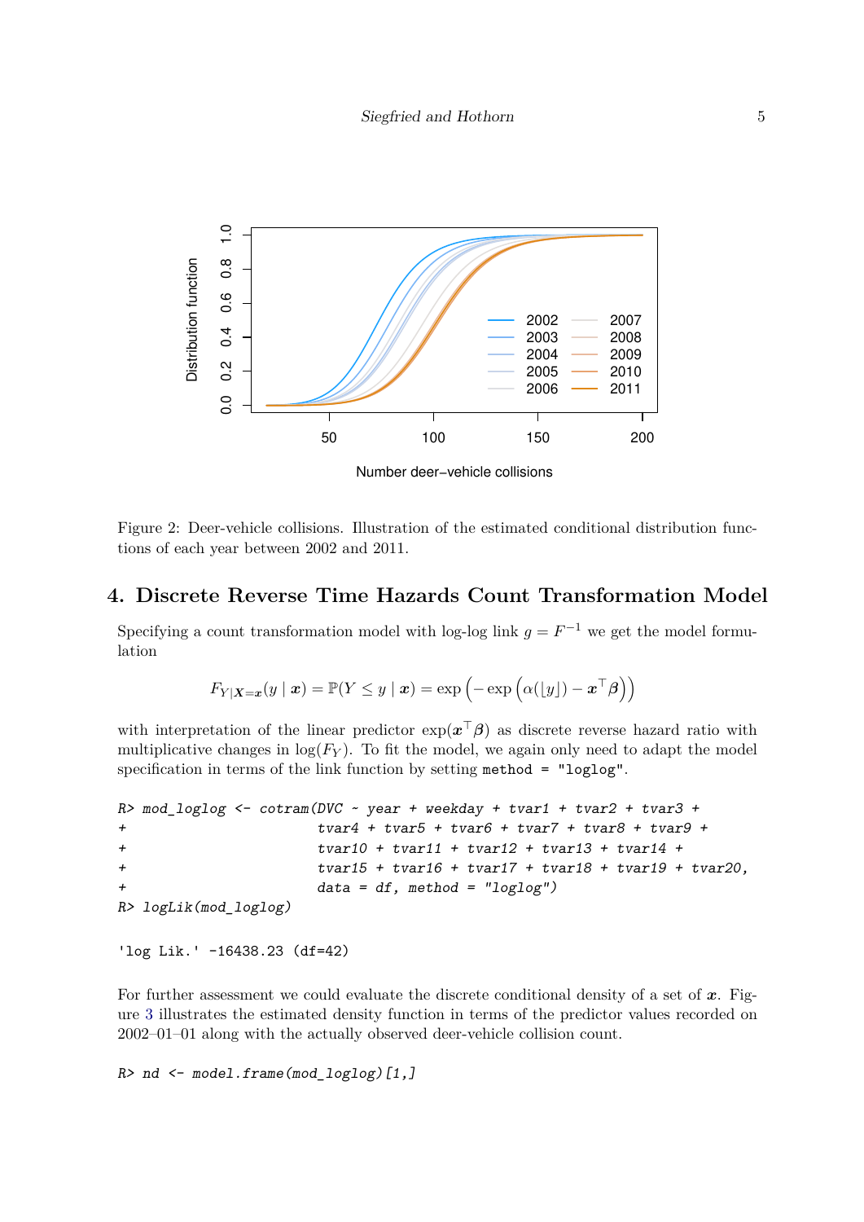Figure 2: Deer-vehicle collisions. Illustration of the estimated conditional distribution functions of each year between 2002 and 2011.

## 4. Discrete Reverse Time Hazards Count Transformation Model

Specifying a count transformation model with log-log link $g = F^{-1}$ we get the model formulation

$$F_{Y|\boldsymbol{X}=\boldsymbol{x}}(y \mid \boldsymbol{x}) = \mathbb{P}(Y \leq y \mid \boldsymbol{x}) = \exp\left(-\exp\left(\alpha(\lfloor y \rfloor) - \boldsymbol{x}^\top \boldsymbol{\beta}\right)\right)$$

with interpretation of the linear predictor $\exp(\boldsymbol{x}^\top \boldsymbol{\beta})$ as discrete reverse hazard ratio with multiplicative changes in $\log(F_Y)$. To fit the model, we again only need to adapt the model specification in terms of the link function by setting `method = "loglog"`.

```
R> mod_loglog <- cotram(DVC ~ year + weekday + tvar1 + tvar2 + tvar3 +
+                        tvar4 + tvar5 + tvar6 + tvar7 + tvar8 + tvar9 +
+                        tvar10 + tvar11 + tvar12 + tvar13 + tvar14 +
+                        tvar15 + tvar16 + tvar17 + tvar18 + tvar19 + tvar20,
+                        data = df, method = "loglog")
R> logLik(mod_loglog)

'log Lik.' -16438.23 (df=42)
```

For further assessment we could evaluate the discrete conditional density of a set of $\boldsymbol{x}$. Figure 3 illustrates the estimated density function in terms of the predictor values recorded on 2002–01–01 along with the actually observed deer-vehicle collision count.

```
R> nd <- model.frame(mod_loglog)[1,]
```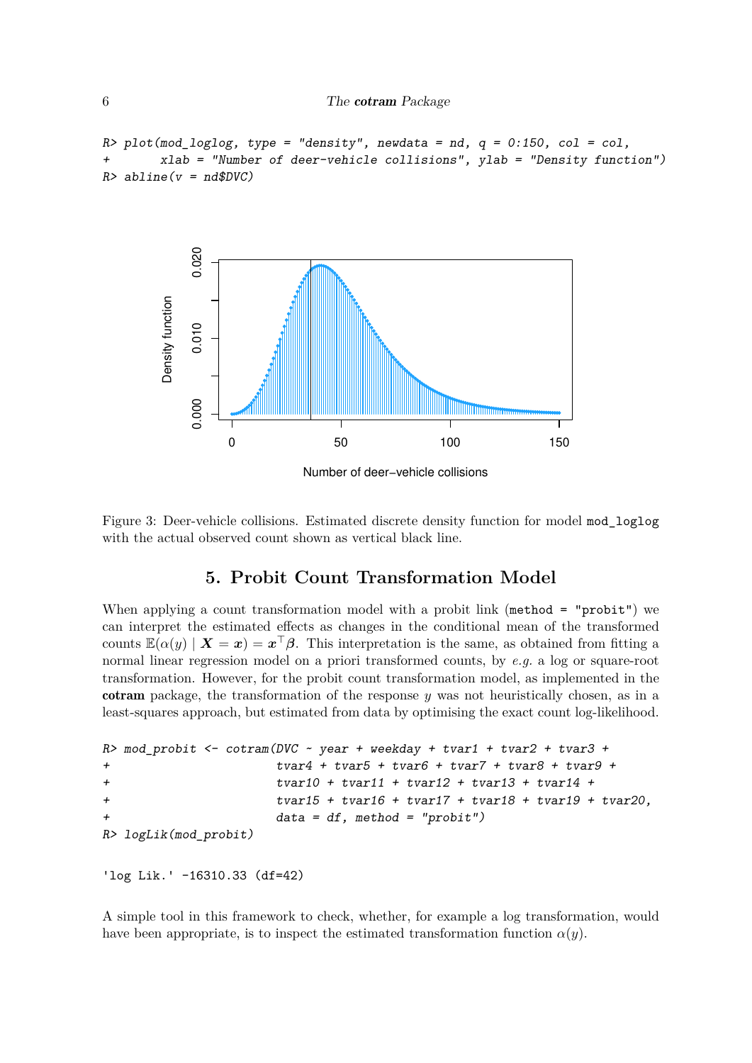```
R> plot(mod_loglog, type = "density", newdata = nd, q = 0:150, col = col,
+       xlab = "Number of deer-vehicle collisions", ylab = "Density function")
R> abline(v = nd$DVC)
```

Figure 3: Deer-vehicle collisions. Estimated discrete density function for model `mod_loglog` with the actual observed count shown as vertical black line.

## 5. Probit Count Transformation Model

When applying a count transformation model with a probit link (`method = "probit"`) we can interpret the estimated effects as changes in the conditional mean of the transformed counts $\mathbb{E}(\alpha(y) \mid \boldsymbol{X} = \boldsymbol{x}) = \boldsymbol{x}^\top \boldsymbol{\beta}$. This interpretation is the same, as obtained from fitting a normal linear regression model on a priori transformed counts, by *e.g.* a log or square-root transformation. However, for the probit count transformation model, as implemented in the **cotram** package, the transformation of the response $y$ was not heuristically chosen, as in a least-squares approach, but estimated from data by optimising the exact count log-likelihood.

```
R> mod_probit <- cotram(DVC ~ year + weekday + tvar1 + tvar2 + tvar3 +
+                       tvar4 + tvar5 + tvar6 + tvar7 + tvar8 + tvar9 +
+                       tvar10 + tvar11 + tvar12 + tvar13 + tvar14 +
+                       tvar15 + tvar16 + tvar17 + tvar18 + tvar19 + tvar20,
+                       data = df, method = "probit")
R> logLik(mod_probit)

'log Lik.' -16310.33 (df=42)
```

A simple tool in this framework to check, whether, for example a log transformation, would have been appropriate, is to inspect the estimated transformation function $\alpha(y)$.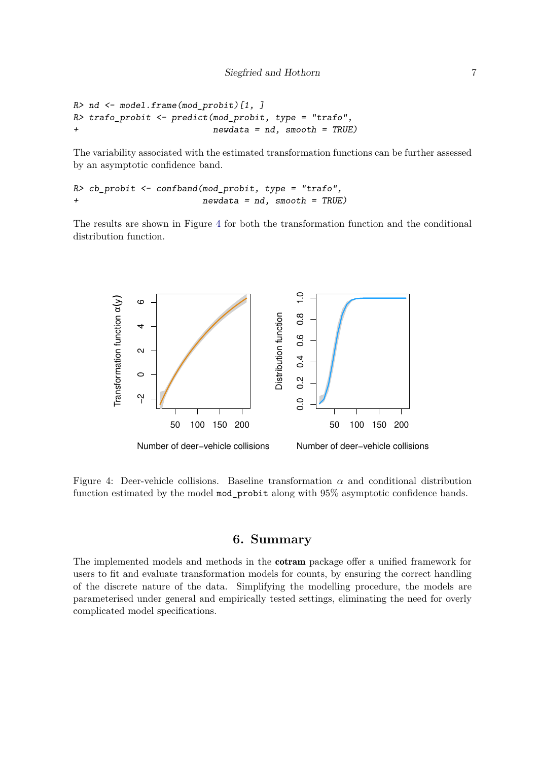```
R> nd <- model.frame(mod_probit)[1, ]
R> trafo_probit <- predict(mod_probit, type = "trafo",
+                          newdata = nd, smooth = TRUE)
```

The variability associated with the estimated transformation functions can be further assessed by an asymptotic confidence band.

```
R> cb_probit <- confband(mod_probit, type = "trafo",
+                        newdata = nd, smooth = TRUE)
```

The results are shown in Figure 4 for both the transformation function and the conditional distribution function.

Figure 4: Deer-vehicle collisions. Baseline transformation $\alpha$ and conditional distribution function estimated by the model `mod_probit` along with 95% asymptotic confidence bands.

## 6. Summary

The implemented models and methods in the **cotram** package offer a unified framework for users to fit and evaluate transformation models for counts, by ensuring the correct handling of the discrete nature of the data. Simplifying the modelling procedure, the models are parameterised under general and empirically tested settings, eliminating the need for overly complicated model specifications.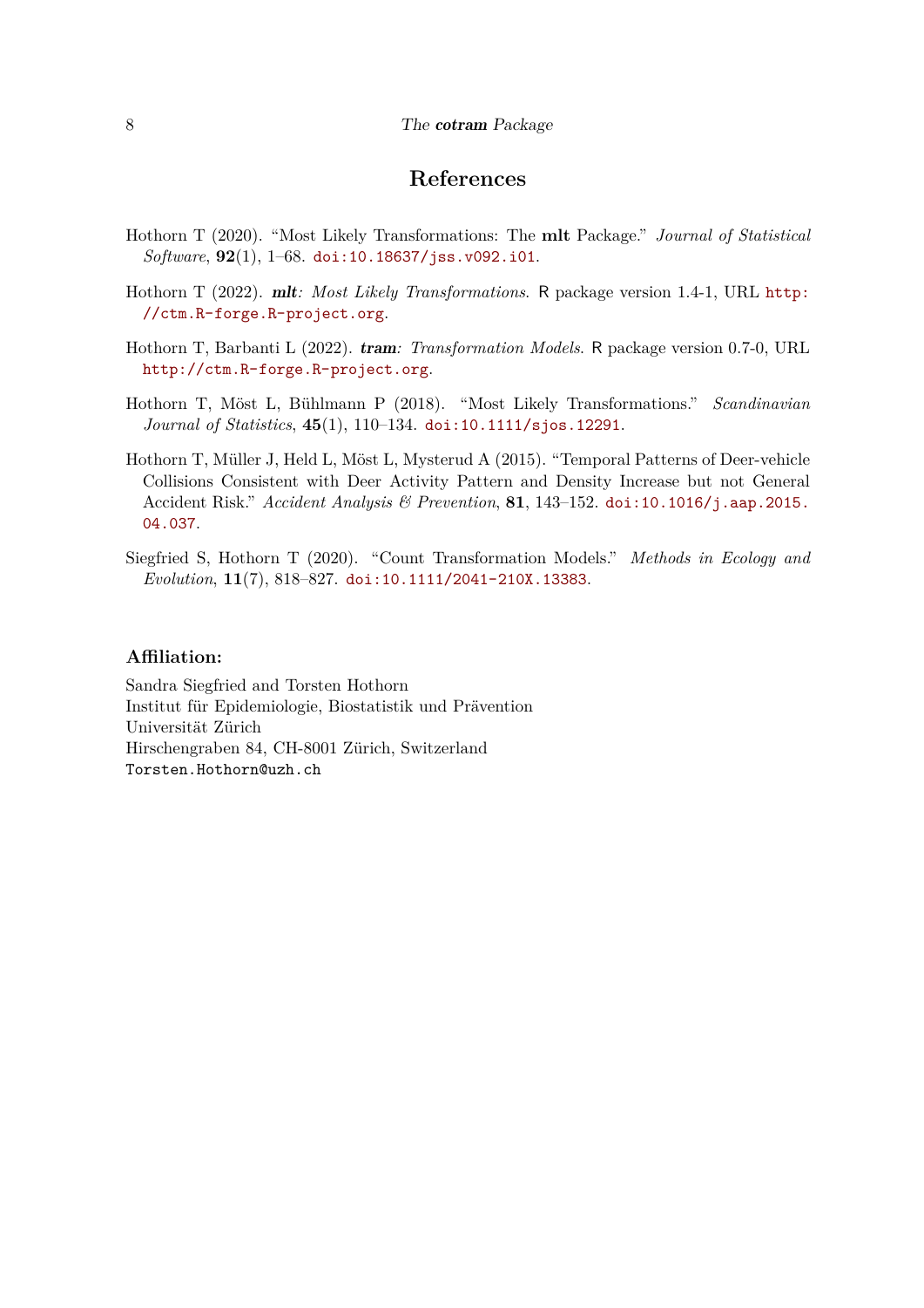# References

Hothorn T (2020). "Most Likely Transformations: The **mlt** Package." *Journal of Statistical Software*, **92**(1), 1–68. doi:10.18637/jss.v092.i01.

Hothorn T (2022). ***mlt**: Most Likely Transformations.* R package version 1.4-1, URL http://ctm.R-forge.R-project.org.

Hothorn T, Barbanti L (2022). ***tram**: Transformation Models.* R package version 0.7-0, URL http://ctm.R-forge.R-project.org.

Hothorn T, Möst L, Bühlmann P (2018). "Most Likely Transformations." *Scandinavian Journal of Statistics*, **45**(1), 110–134. doi:10.1111/sjos.12291.

Hothorn T, Müller J, Held L, Möst L, Mysterud A (2015). "Temporal Patterns of Deer-vehicle Collisions Consistent with Deer Activity Pattern and Density Increase but not General Accident Risk." *Accident Analysis & Prevention*, **81**, 143–152. doi:10.1016/j.aap.2015.04.037.

Siegfried S, Hothorn T (2020). "Count Transformation Models." *Methods in Ecology and Evolution*, **11**(7), 818–827. doi:10.1111/2041-210X.13383.

### Affiliation:

Sandra Siegfried and Torsten Hothorn
Institut für Epidemiologie, Biostatistik und Prävention
Universität Zürich
Hirschengraben 84, CH-8001 Zürich, Switzerland
Torsten.Hothorn@uzh.ch